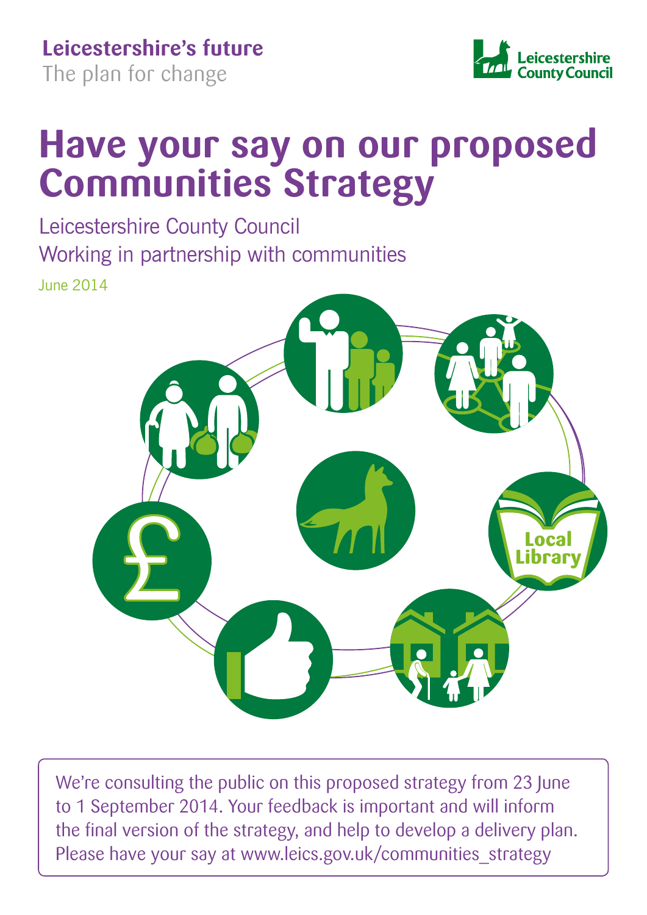**Leicestershire's future**
The plan for change

Leicestershire County Council

# Have your say on our proposed Communities Strategy

Leicestershire County Council
Working in partnership with communities

June 2014

We're consulting the public on this proposed strategy from 23 June to 1 September 2014. Your feedback is important and will inform the final version of the strategy, and help to develop a delivery plan. Please have your say at www.leics.gov.uk/communities_strategy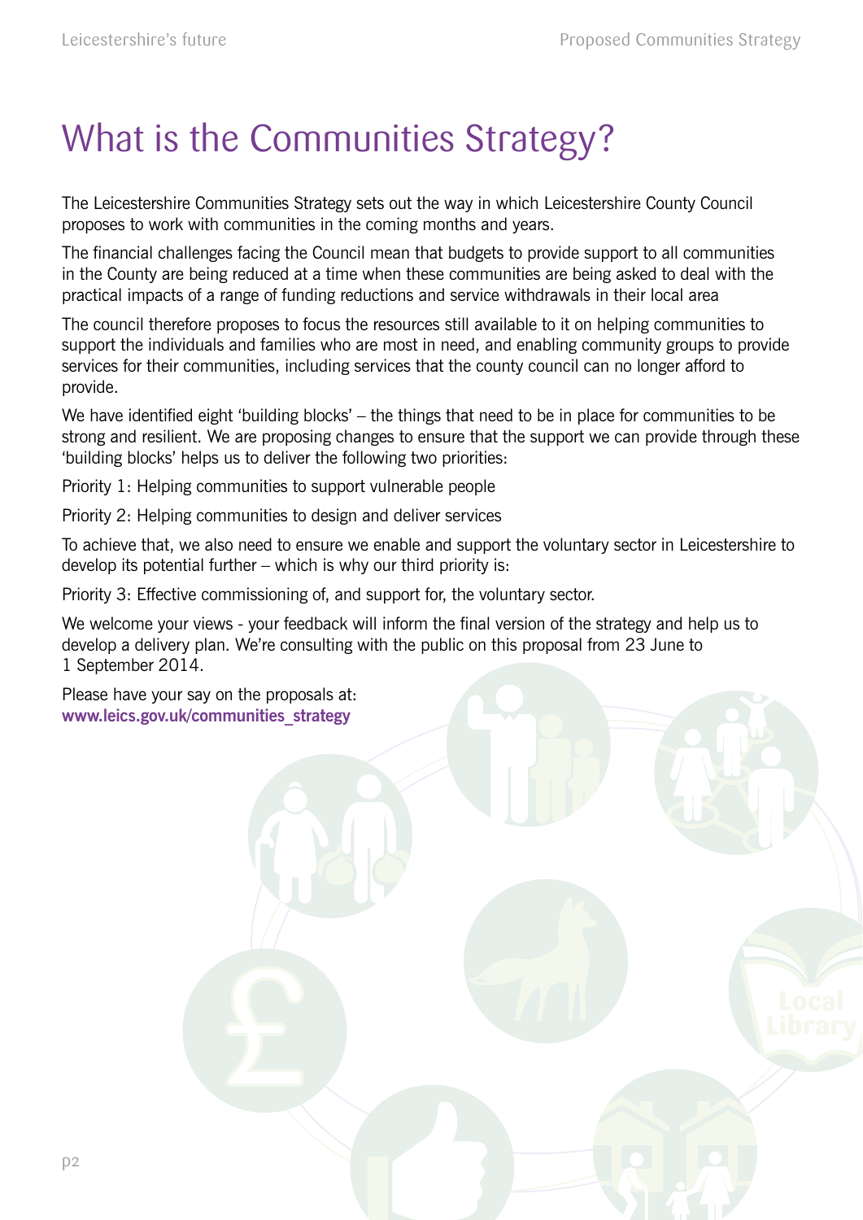# What is the Communities Strategy?

The Leicestershire Communities Strategy sets out the way in which Leicestershire County Council proposes to work with communities in the coming months and years.

The financial challenges facing the Council mean that budgets to provide support to all communities in the County are being reduced at a time when these communities are being asked to deal with the practical impacts of a range of funding reductions and service withdrawals in their local area

The council therefore proposes to focus the resources still available to it on helping communities to support the individuals and families who are most in need, and enabling community groups to provide services for their communities, including services that the county council can no longer afford to provide.

We have identified eight 'building blocks' – the things that need to be in place for communities to be strong and resilient. We are proposing changes to ensure that the support we can provide through these 'building blocks' helps us to deliver the following two priorities:

Priority 1: Helping communities to support vulnerable people

Priority 2: Helping communities to design and deliver services

To achieve that, we also need to ensure we enable and support the voluntary sector in Leicestershire to develop its potential further – which is why our third priority is:

Priority 3: Effective commissioning of, and support for, the voluntary sector.

We welcome your views - your feedback will inform the final version of the strategy and help us to develop a delivery plan. We're consulting with the public on this proposal from 23 June to 1 September 2014.

Please have your say on the proposals at:
**www.leics.gov.uk/communities_strategy**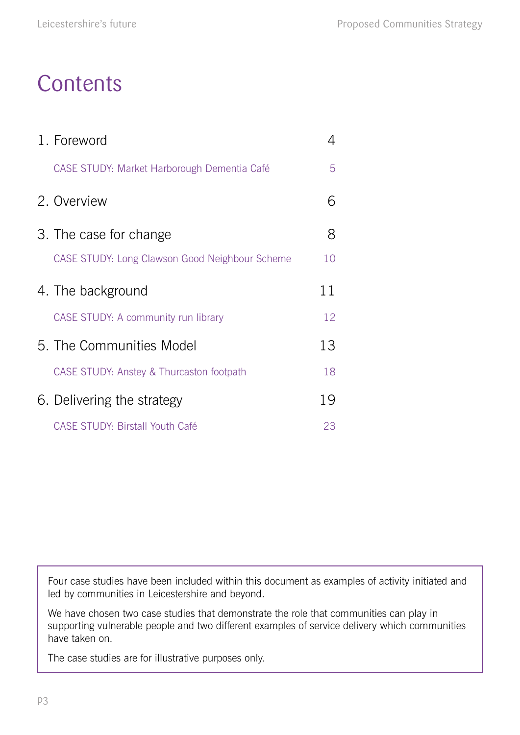# Contents

| | |
|---|---|
| 1. Foreword | 4 |
| CASE STUDY: Market Harborough Dementia Café | 5 |
| 2. Overview | 6 |
| 3. The case for change | 8 |
| CASE STUDY: Long Clawson Good Neighbour Scheme | 10 |
| 4. The background | 11 |
| CASE STUDY: A community run library | 12 |
| 5. The Communities Model | 13 |
| CASE STUDY: Anstey & Thurcaston footpath | 18 |
| 6. Delivering the strategy | 19 |
| CASE STUDY: Birstall Youth Café | 23 |

Four case studies have been included within this document as examples of activity initiated and led by communities in Leicestershire and beyond.

We have chosen two case studies that demonstrate the role that communities can play in supporting vulnerable people and two different examples of service delivery which communities have taken on.

The case studies are for illustrative purposes only.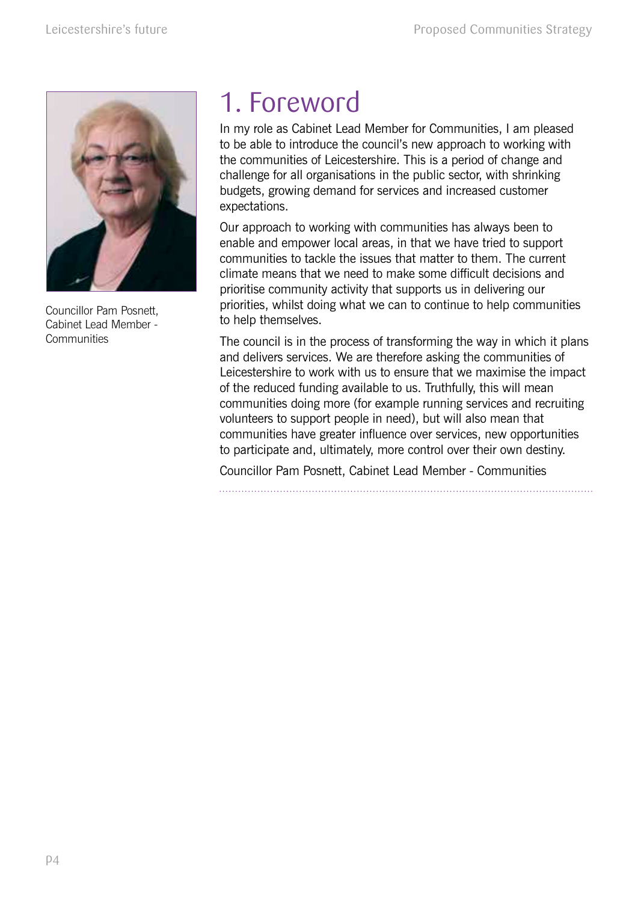Councillor Pam Posnett, Cabinet Lead Member - Communities

# 1. Foreword

In my role as Cabinet Lead Member for Communities, I am pleased to be able to introduce the council's new approach to working with the communities of Leicestershire. This is a period of change and challenge for all organisations in the public sector, with shrinking budgets, growing demand for services and increased customer expectations.

Our approach to working with communities has always been to enable and empower local areas, in that we have tried to support communities to tackle the issues that matter to them. The current climate means that we need to make some difficult decisions and prioritise community activity that supports us in delivering our priorities, whilst doing what we can to continue to help communities to help themselves.

The council is in the process of transforming the way in which it plans and delivers services. We are therefore asking the communities of Leicestershire to work with us to ensure that we maximise the impact of the reduced funding available to us. Truthfully, this will mean communities doing more (for example running services and recruiting volunteers to support people in need), but will also mean that communities have greater influence over services, new opportunities to participate and, ultimately, more control over their own destiny.

Councillor Pam Posnett, Cabinet Lead Member - Communities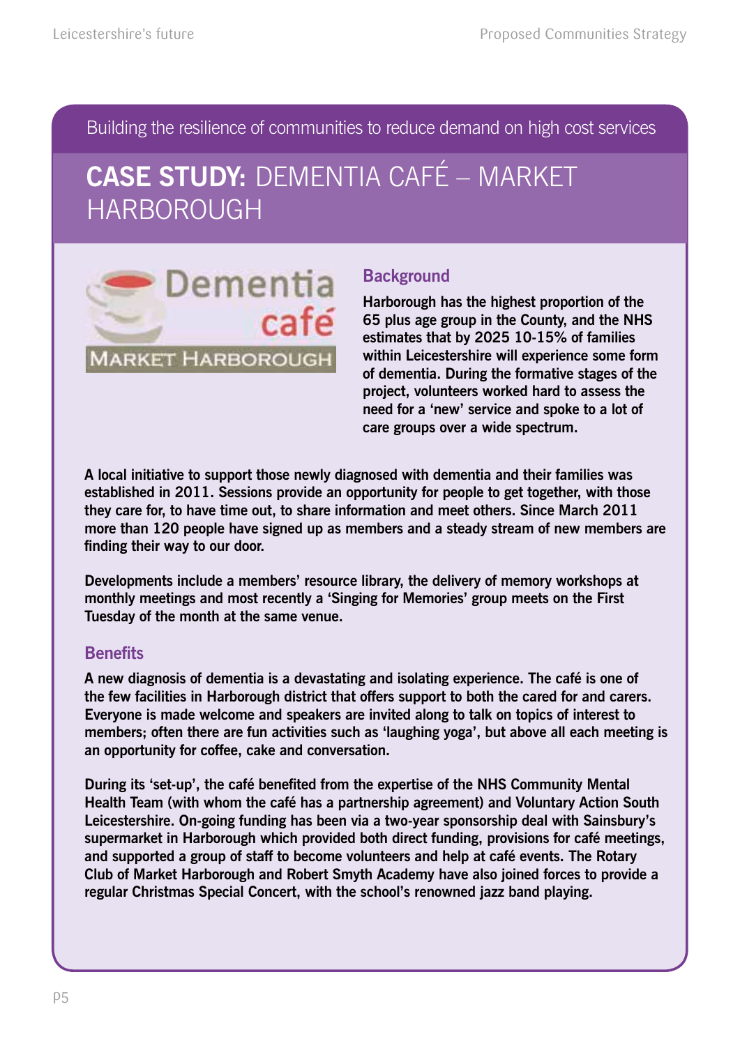Building the resilience of communities to reduce demand on high cost services

# CASE STUDY: DEMENTIA CAFÉ – MARKET HARBOROUGH

Dementia café

MARKET HARBOROUGH

## Background

**Harborough has the highest proportion of the 65 plus age group in the County, and the NHS estimates that by 2025 10-15% of families within Leicestershire will experience some form of dementia. During the formative stages of the project, volunteers worked hard to assess the need for a 'new' service and spoke to a lot of care groups over a wide spectrum.**

**A local initiative to support those newly diagnosed with dementia and their families was established in 2011. Sessions provide an opportunity for people to get together, with those they care for, to have time out, to share information and meet others. Since March 2011 more than 120 people have signed up as members and a steady stream of new members are finding their way to our door.**

**Developments include a members' resource library, the delivery of memory workshops at monthly meetings and most recently a 'Singing for Memories' group meets on the First Tuesday of the month at the same venue.**

## Benefits

**A new diagnosis of dementia is a devastating and isolating experience. The café is one of the few facilities in Harborough district that offers support to both the cared for and carers. Everyone is made welcome and speakers are invited along to talk on topics of interest to members; often there are fun activities such as 'laughing yoga', but above all each meeting is an opportunity for coffee, cake and conversation.**

**During its 'set-up', the café benefited from the expertise of the NHS Community Mental Health Team (with whom the café has a partnership agreement) and Voluntary Action South Leicestershire. On-going funding has been via a two-year sponsorship deal with Sainsbury's supermarket in Harborough which provided both direct funding, provisions for café meetings, and supported a group of staff to become volunteers and help at café events. The Rotary Club of Market Harborough and Robert Smyth Academy have also joined forces to provide a regular Christmas Special Concert, with the school's renowned jazz band playing.**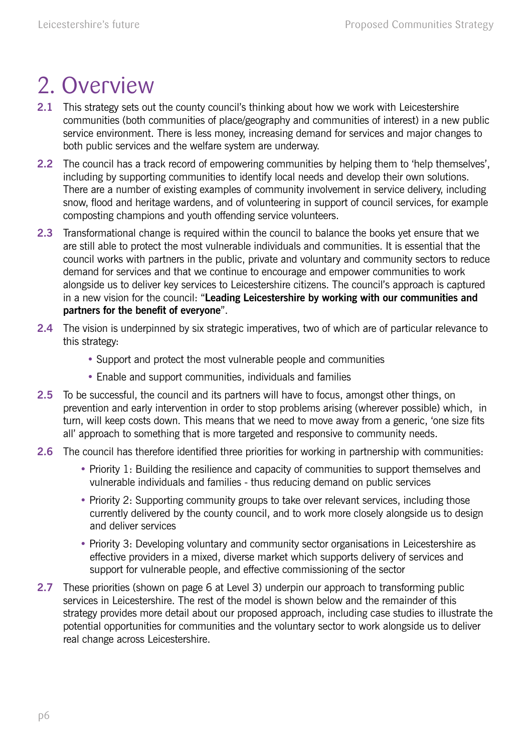# 2. Overview

**2.1** This strategy sets out the county council's thinking about how we work with Leicestershire communities (both communities of place/geography and communities of interest) in a new public service environment. There is less money, increasing demand for services and major changes to both public services and the welfare system are underway.

**2.2** The council has a track record of empowering communities by helping them to 'help themselves', including by supporting communities to identify local needs and develop their own solutions. There are a number of existing examples of community involvement in service delivery, including snow, flood and heritage wardens, and of volunteering in support of council services, for example composting champions and youth offending service volunteers.

**2.3** Transformational change is required within the council to balance the books yet ensure that we are still able to protect the most vulnerable individuals and communities. It is essential that the council works with partners in the public, private and voluntary and community sectors to reduce demand for services and that we continue to encourage and empower communities to work alongside us to deliver key services to Leicestershire citizens. The council's approach is captured in a new vision for the council: "**Leading Leicestershire by working with our communities and partners for the benefit of everyone**".

**2.4** The vision is underpinned by six strategic imperatives, two of which are of particular relevance to this strategy:

- Support and protect the most vulnerable people and communities
- Enable and support communities, individuals and families

**2.5** To be successful, the council and its partners will have to focus, amongst other things, on prevention and early intervention in order to stop problems arising (wherever possible) which, in turn, will keep costs down. This means that we need to move away from a generic, 'one size fits all' approach to something that is more targeted and responsive to community needs.

**2.6** The council has therefore identified three priorities for working in partnership with communities:

- Priority 1: Building the resilience and capacity of communities to support themselves and vulnerable individuals and families - thus reducing demand on public services
- Priority 2: Supporting community groups to take over relevant services, including those currently delivered by the county council, and to work more closely alongside us to design and deliver services
- Priority 3: Developing voluntary and community sector organisations in Leicestershire as effective providers in a mixed, diverse market which supports delivery of services and support for vulnerable people, and effective commissioning of the sector

**2.7** These priorities (shown on page 6 at Level 3) underpin our approach to transforming public services in Leicestershire. The rest of the model is shown below and the remainder of this strategy provides more detail about our proposed approach, including case studies to illustrate the potential opportunities for communities and the voluntary sector to work alongside us to deliver real change across Leicestershire.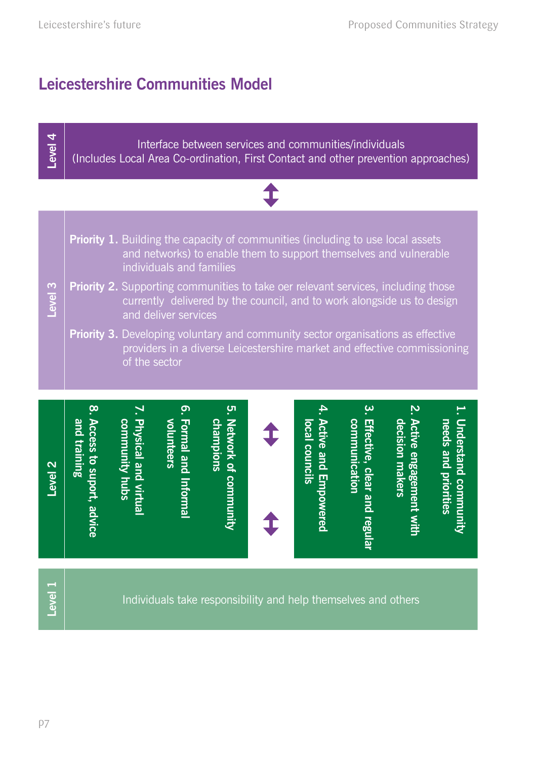## Leicestershire Communities Model

**Level 4**

Interface between services and communities/individuals
(Includes Local Area Co-ordination, First Contact and other prevention approaches)

**Level 3**

**Priority 1.** Building the capacity of communities (including to use local assets and networks) to enable them to support themselves and vulnerable individuals and families

**Priority 2.** Supporting communities to take oer relevant services, including those currently delivered by the council, and to work alongside us to design and deliver services

**Priority 3.** Developing voluntary and community sector organisations as effective providers in a diverse Leicestershire market and effective commissioning of the sector

**Level 2**

**1. Understand community needs and priorities**

**2. Active engagement with decision makers**

**3. Effective, clear and regular communication**

**4. Active and Empowered local councils**

**5. Network of community champions**

**6. Formal and Informal volunteers**

**7. Physical and virtual community hubs**

**8. Access to suport, advice and training**

**Level 1**

Individuals take responsibility and help themselves and others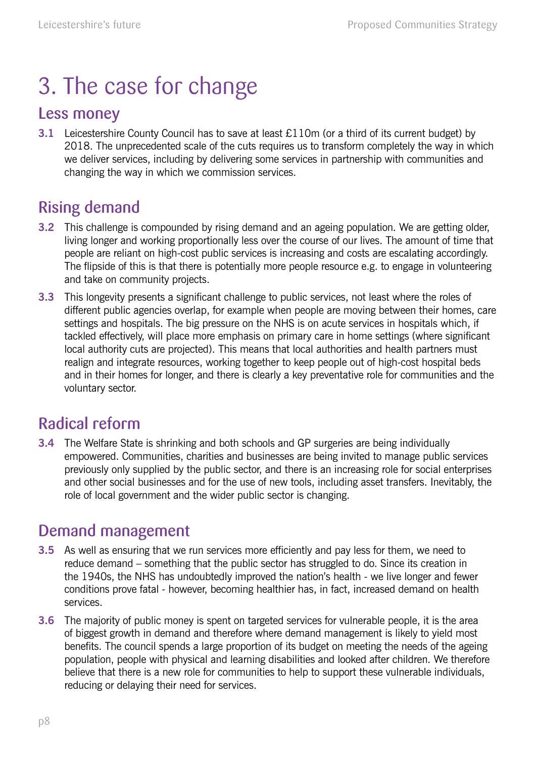# 3. The case for change

## Less money

**3.1** Leicestershire County Council has to save at least £110m (or a third of its current budget) by 2018. The unprecedented scale of the cuts requires us to transform completely the way in which we deliver services, including by delivering some services in partnership with communities and changing the way in which we commission services.

## Rising demand

**3.2** This challenge is compounded by rising demand and an ageing population. We are getting older, living longer and working proportionally less over the course of our lives. The amount of time that people are reliant on high-cost public services is increasing and costs are escalating accordingly. The flipside of this is that there is potentially more people resource e.g. to engage in volunteering and take on community projects.

**3.3** This longevity presents a significant challenge to public services, not least where the roles of different public agencies overlap, for example when people are moving between their homes, care settings and hospitals. The big pressure on the NHS is on acute services in hospitals which, if tackled effectively, will place more emphasis on primary care in home settings (where significant local authority cuts are projected). This means that local authorities and health partners must realign and integrate resources, working together to keep people out of high-cost hospital beds and in their homes for longer, and there is clearly a key preventative role for communities and the voluntary sector.

## Radical reform

**3.4** The Welfare State is shrinking and both schools and GP surgeries are being individually empowered. Communities, charities and businesses are being invited to manage public services previously only supplied by the public sector, and there is an increasing role for social enterprises and other social businesses and for the use of new tools, including asset transfers. Inevitably, the role of local government and the wider public sector is changing.

## Demand management

**3.5** As well as ensuring that we run services more efficiently and pay less for them, we need to reduce demand – something that the public sector has struggled to do. Since its creation in the 1940s, the NHS has undoubtedly improved the nation's health - we live longer and fewer conditions prove fatal - however, becoming healthier has, in fact, increased demand on health services.

**3.6** The majority of public money is spent on targeted services for vulnerable people, it is the area of biggest growth in demand and therefore where demand management is likely to yield most benefits. The council spends a large proportion of its budget on meeting the needs of the ageing population, people with physical and learning disabilities and looked after children. We therefore believe that there is a new role for communities to help to support these vulnerable individuals, reducing or delaying their need for services.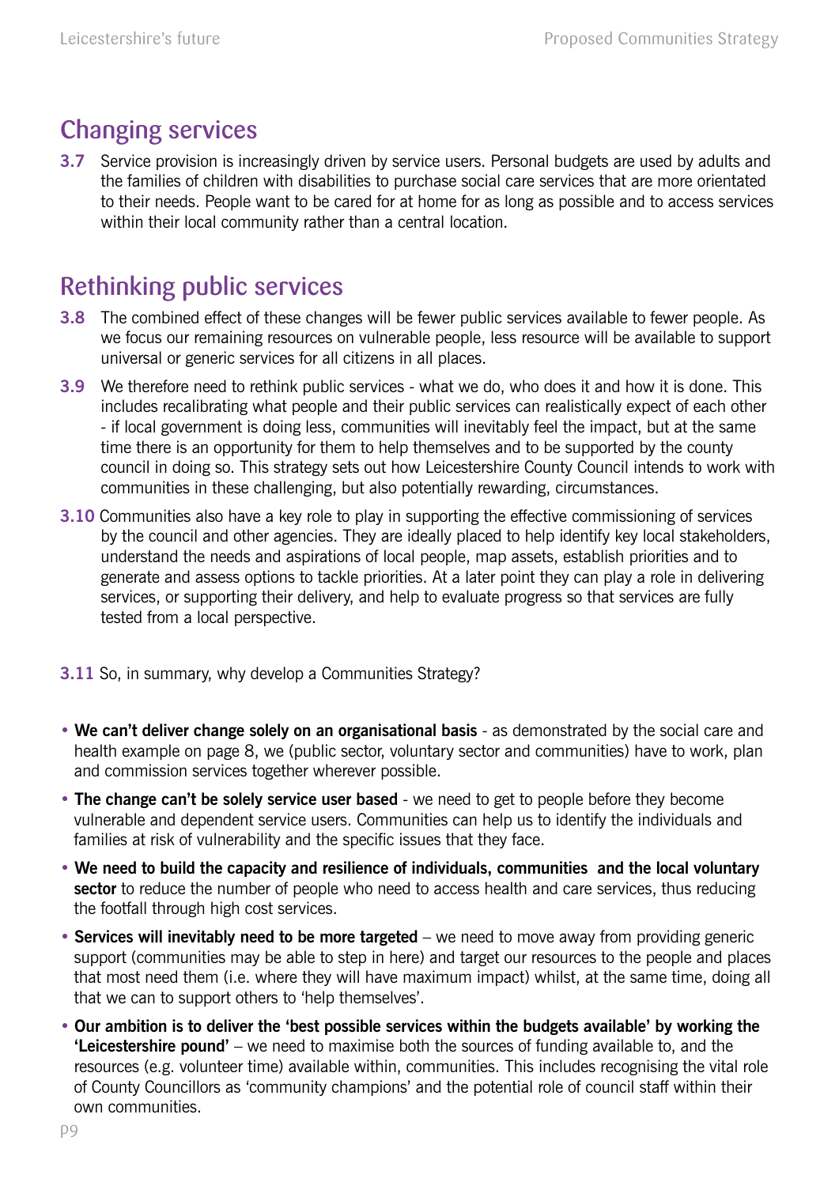## Changing services

**3.7** Service provision is increasingly driven by service users. Personal budgets are used by adults and the families of children with disabilities to purchase social care services that are more orientated to their needs. People want to be cared for at home for as long as possible and to access services within their local community rather than a central location.

## Rethinking public services

**3.8** The combined effect of these changes will be fewer public services available to fewer people. As we focus our remaining resources on vulnerable people, less resource will be available to support universal or generic services for all citizens in all places.

**3.9** We therefore need to rethink public services - what we do, who does it and how it is done. This includes recalibrating what people and their public services can realistically expect of each other - if local government is doing less, communities will inevitably feel the impact, but at the same time there is an opportunity for them to help themselves and to be supported by the county council in doing so. This strategy sets out how Leicestershire County Council intends to work with communities in these challenging, but also potentially rewarding, circumstances.

**3.10** Communities also have a key role to play in supporting the effective commissioning of services by the council and other agencies. They are ideally placed to help identify key local stakeholders, understand the needs and aspirations of local people, map assets, establish priorities and to generate and assess options to tackle priorities. At a later point they can play a role in delivering services, or supporting their delivery, and help to evaluate progress so that services are fully tested from a local perspective.

**3.11** So, in summary, why develop a Communities Strategy?

- **We can't deliver change solely on an organisational basis** - as demonstrated by the social care and health example on page 8, we (public sector, voluntary sector and communities) have to work, plan and commission services together wherever possible.
- **The change can't be solely service user based** - we need to get to people before they become vulnerable and dependent service users. Communities can help us to identify the individuals and families at risk of vulnerability and the specific issues that they face.
- **We need to build the capacity and resilience of individuals, communities and the local voluntary sector** to reduce the number of people who need to access health and care services, thus reducing the footfall through high cost services.
- **Services will inevitably need to be more targeted** – we need to move away from providing generic support (communities may be able to step in here) and target our resources to the people and places that most need them (i.e. where they will have maximum impact) whilst, at the same time, doing all that we can to support others to 'help themselves'.
- **Our ambition is to deliver the 'best possible services within the budgets available' by working the 'Leicestershire pound'** – we need to maximise both the sources of funding available to, and the resources (e.g. volunteer time) available within, communities. This includes recognising the vital role of County Councillors as 'community champions' and the potential role of council staff within their own communities.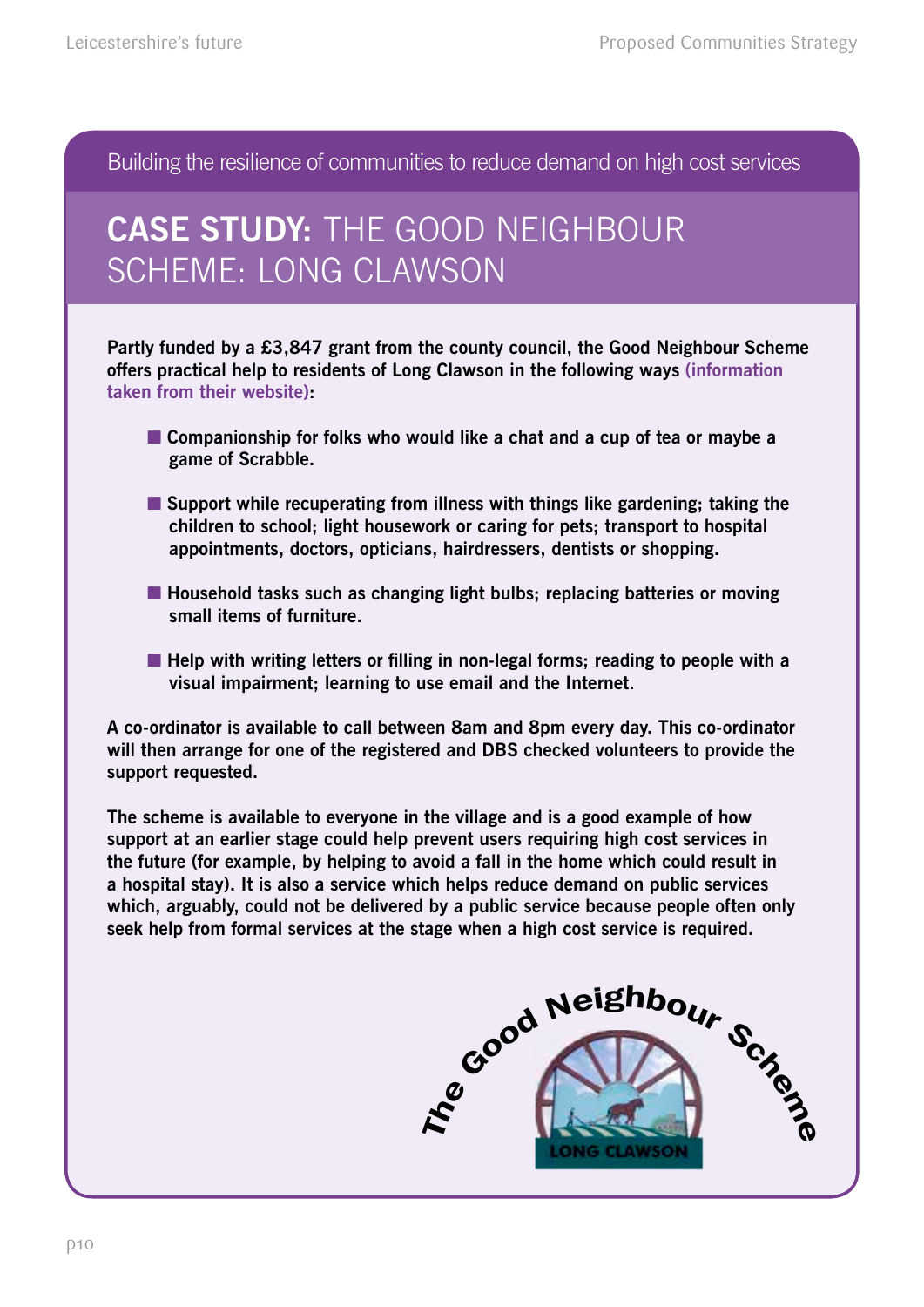Building the resilience of communities to reduce demand on high cost services

# **CASE STUDY:** THE GOOD NEIGHBOUR SCHEME: LONG CLAWSON

**Partly funded by a £3,847 grant from the county council, the Good Neighbour Scheme offers practical help to residents of Long Clawson in the following ways (information taken from their website):**

- **Companionship for folks who would like a chat and a cup of tea or maybe a game of Scrabble.**
- **Support while recuperating from illness with things like gardening; taking the children to school; light housework or caring for pets; transport to hospital appointments, doctors, opticians, hairdressers, dentists or shopping.**
- **Household tasks such as changing light bulbs; replacing batteries or moving small items of furniture.**
- **Help with writing letters or filling in non-legal forms; reading to people with a visual impairment; learning to use email and the Internet.**

**A co-ordinator is available to call between 8am and 8pm every day. This co-ordinator will then arrange for one of the registered and DBS checked volunteers to provide the support requested.**

**The scheme is available to everyone in the village and is a good example of how support at an earlier stage could help prevent users requiring high cost services in the future (for example, by helping to avoid a fall in the home which could result in a hospital stay). It is also a service which helps reduce demand on public services which, arguably, could not be delivered by a public service because people often only seek help from formal services at the stage when a high cost service is required.**

The Good Neighbour Scheme

LONG CLAWSON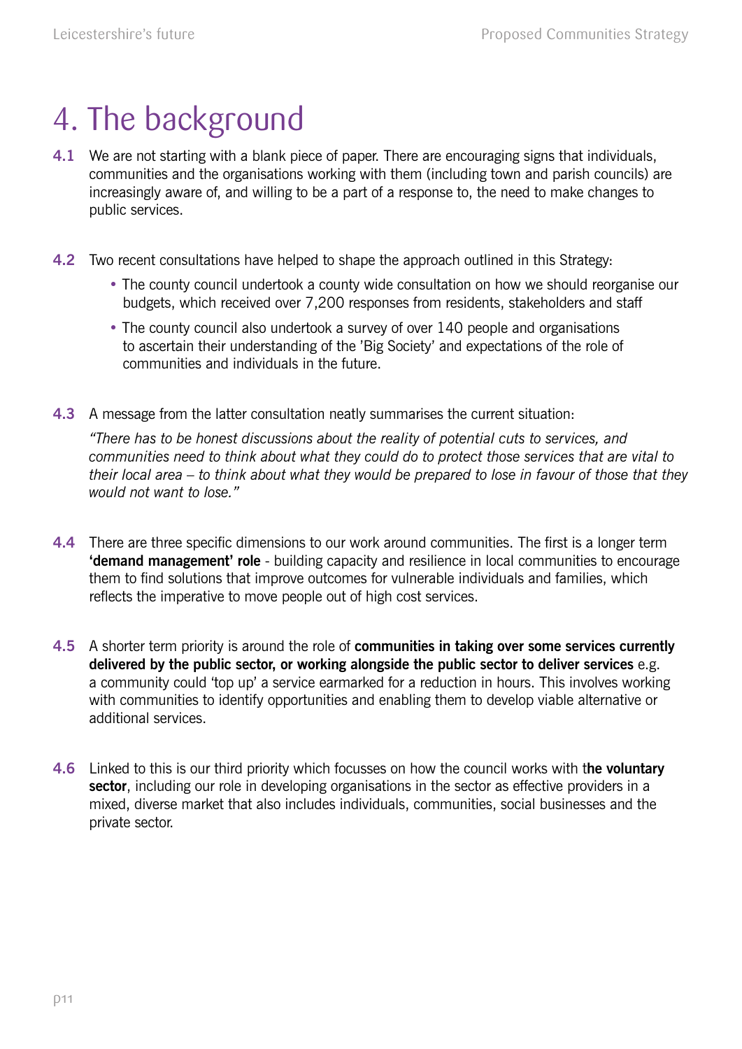# 4. The background

**4.1** We are not starting with a blank piece of paper. There are encouraging signs that individuals, communities and the organisations working with them (including town and parish councils) are increasingly aware of, and willing to be a part of a response to, the need to make changes to public services.

**4.2** Two recent consultations have helped to shape the approach outlined in this Strategy:

- The county council undertook a county wide consultation on how we should reorganise our budgets, which received over 7,200 responses from residents, stakeholders and staff
- The county council also undertook a survey of over 140 people and organisations to ascertain their understanding of the 'Big Society' and expectations of the role of communities and individuals in the future.

**4.3** A message from the latter consultation neatly summarises the current situation:

*"There has to be honest discussions about the reality of potential cuts to services, and communities need to think about what they could do to protect those services that are vital to their local area – to think about what they would be prepared to lose in favour of those that they would not want to lose."*

**4.4** There are three specific dimensions to our work around communities. The first is a longer term **'demand management' role** - building capacity and resilience in local communities to encourage them to find solutions that improve outcomes for vulnerable individuals and families, which reflects the imperative to move people out of high cost services.

**4.5** A shorter term priority is around the role of **communities in taking over some services currently delivered by the public sector, or working alongside the public sector to deliver services** e.g. a community could 'top up' a service earmarked for a reduction in hours. This involves working with communities to identify opportunities and enabling them to develop viable alternative or additional services.

**4.6** Linked to this is our third priority which focusses on how the council works with t**he voluntary sector**, including our role in developing organisations in the sector as effective providers in a mixed, diverse market that also includes individuals, communities, social businesses and the private sector.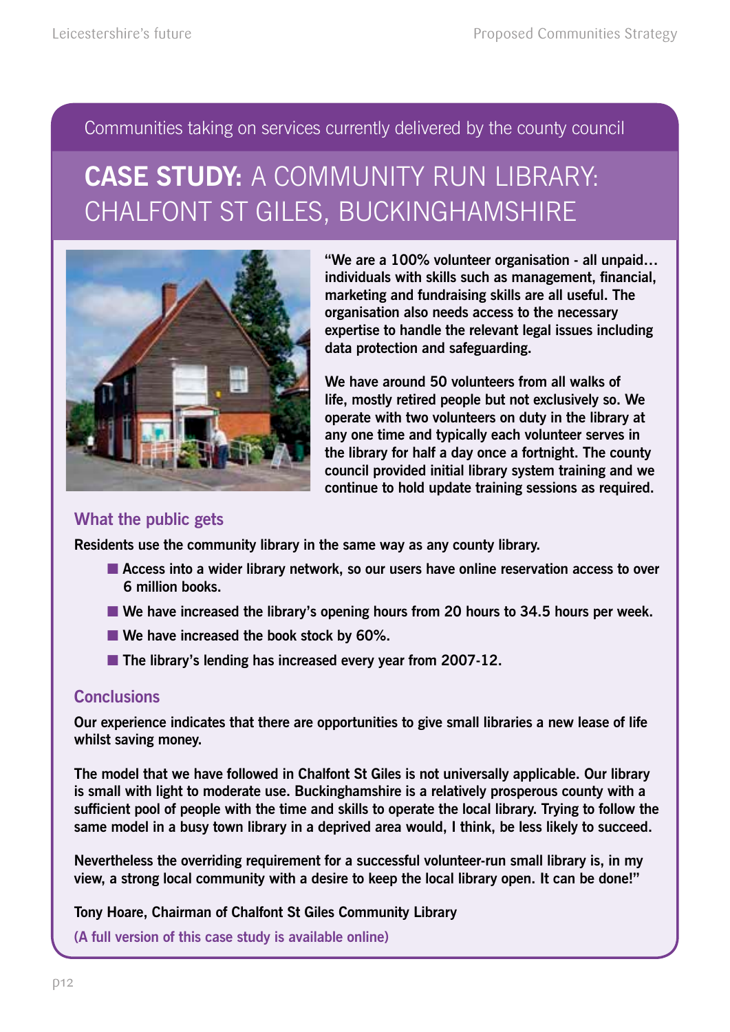Communities taking on services currently delivered by the county council

# CASE STUDY: A COMMUNITY RUN LIBRARY: CHALFONT ST GILES, BUCKINGHAMSHIRE

**"We are a 100% volunteer organisation - all unpaid… individuals with skills such as management, financial, marketing and fundraising skills are all useful. The organisation also needs access to the necessary expertise to handle the relevant legal issues including data protection and safeguarding.**

**We have around 50 volunteers from all walks of life, mostly retired people but not exclusively so. We operate with two volunteers on duty in the library at any one time and typically each volunteer serves in the library for half a day once a fortnight. The county council provided initial library system training and we continue to hold update training sessions as required.**

## What the public gets

**Residents use the community library in the same way as any county library.**

- **Access into a wider library network, so our users have online reservation access to over 6 million books.**
- **We have increased the library's opening hours from 20 hours to 34.5 hours per week.**
- **We have increased the book stock by 60%.**
- **The library's lending has increased every year from 2007-12.**

## Conclusions

**Our experience indicates that there are opportunities to give small libraries a new lease of life whilst saving money.**

**The model that we have followed in Chalfont St Giles is not universally applicable. Our library is small with light to moderate use. Buckinghamshire is a relatively prosperous county with a sufficient pool of people with the time and skills to operate the local library. Trying to follow the same model in a busy town library in a deprived area would, I think, be less likely to succeed.**

**Nevertheless the overriding requirement for a successful volunteer-run small library is, in my view, a strong local community with a desire to keep the local library open. It can be done!"**

**Tony Hoare, Chairman of Chalfont St Giles Community Library**

**(A full version of this case study is available online)**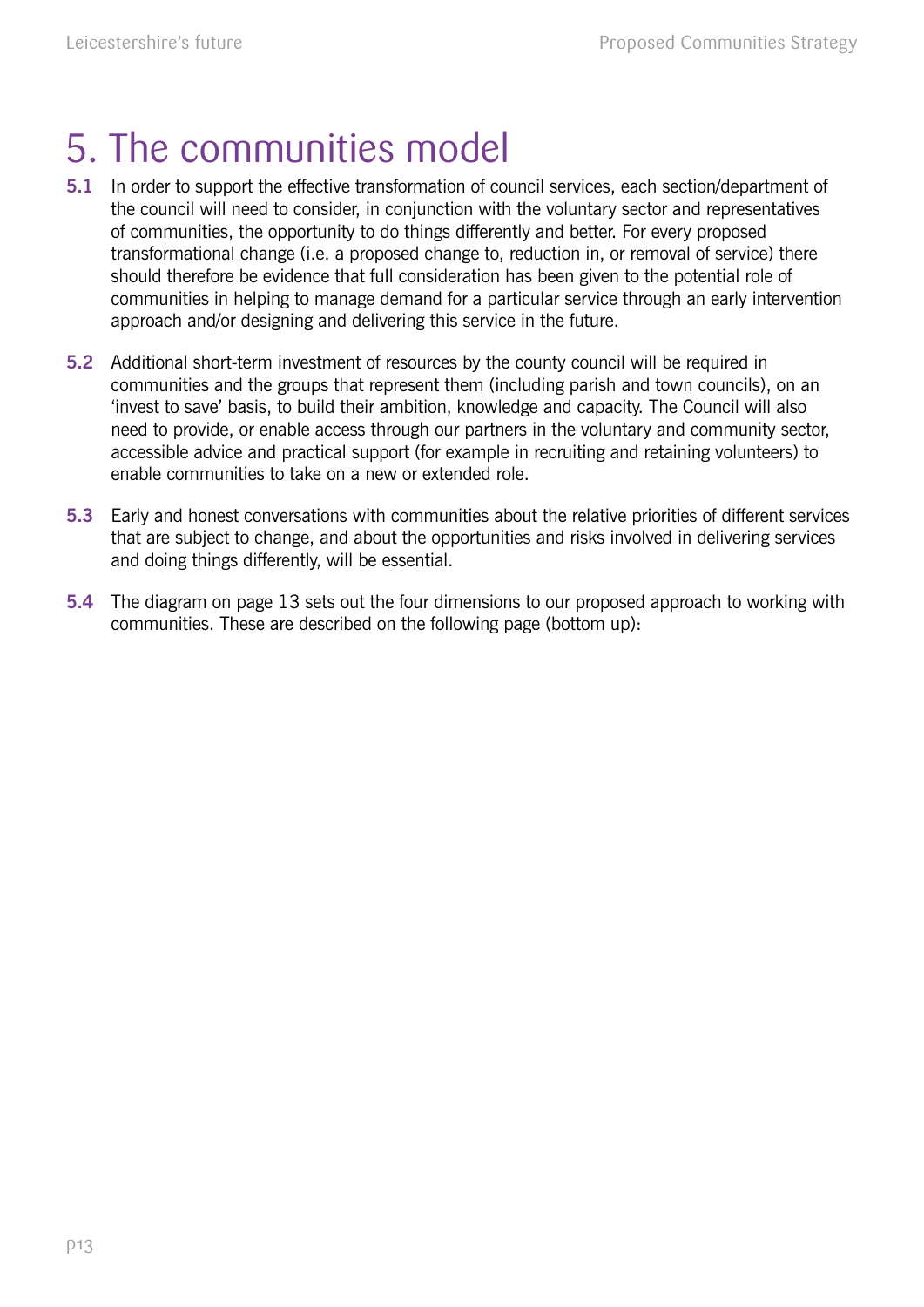# 5. The communities model

**5.1** In order to support the effective transformation of council services, each section/department of the council will need to consider, in conjunction with the voluntary sector and representatives of communities, the opportunity to do things differently and better. For every proposed transformational change (i.e. a proposed change to, reduction in, or removal of service) there should therefore be evidence that full consideration has been given to the potential role of communities in helping to manage demand for a particular service through an early intervention approach and/or designing and delivering this service in the future.

**5.2** Additional short-term investment of resources by the county council will be required in communities and the groups that represent them (including parish and town councils), on an 'invest to save' basis, to build their ambition, knowledge and capacity. The Council will also need to provide, or enable access through our partners in the voluntary and community sector, accessible advice and practical support (for example in recruiting and retaining volunteers) to enable communities to take on a new or extended role.

**5.3** Early and honest conversations with communities about the relative priorities of different services that are subject to change, and about the opportunities and risks involved in delivering services and doing things differently, will be essential.

**5.4** The diagram on page 13 sets out the four dimensions to our proposed approach to working with communities. These are described on the following page (bottom up):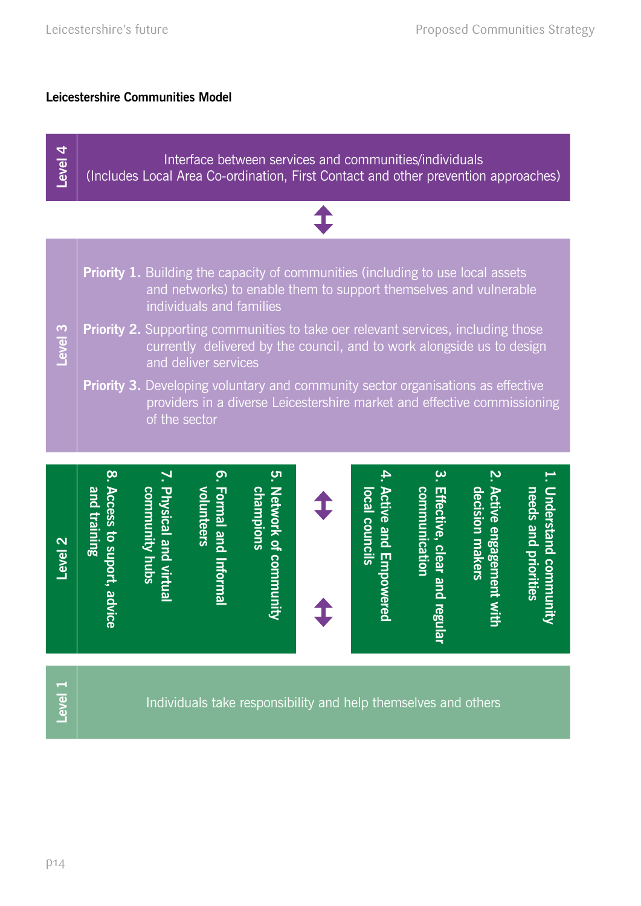**Leicestershire Communities Model**

**Level 4**

Interface between services and communities/individuals
(Includes Local Area Co-ordination, First Contact and other prevention approaches)

**Level 3**

**Priority 1.** Building the capacity of communities (including to use local assets and networks) to enable them to support themselves and vulnerable individuals and families

**Priority 2.** Supporting communities to take oer relevant services, including those currently delivered by the council, and to work alongside us to design and deliver services

**Priority 3.** Developing voluntary and community sector organisations as effective providers in a diverse Leicestershire market and effective commissioning of the sector

**Level 2**

1. Understand community needs and priorities
2. Active engagement with decision makers
3. Effective, clear and regular communication
4. Active and Empowered local councils
5. Network of community champions
6. Formal and Informal volunteers
7. Physical and virtual community hubs
8. Access to suport, advice and training

**Level 1**

Individuals take responsibility and help themselves and others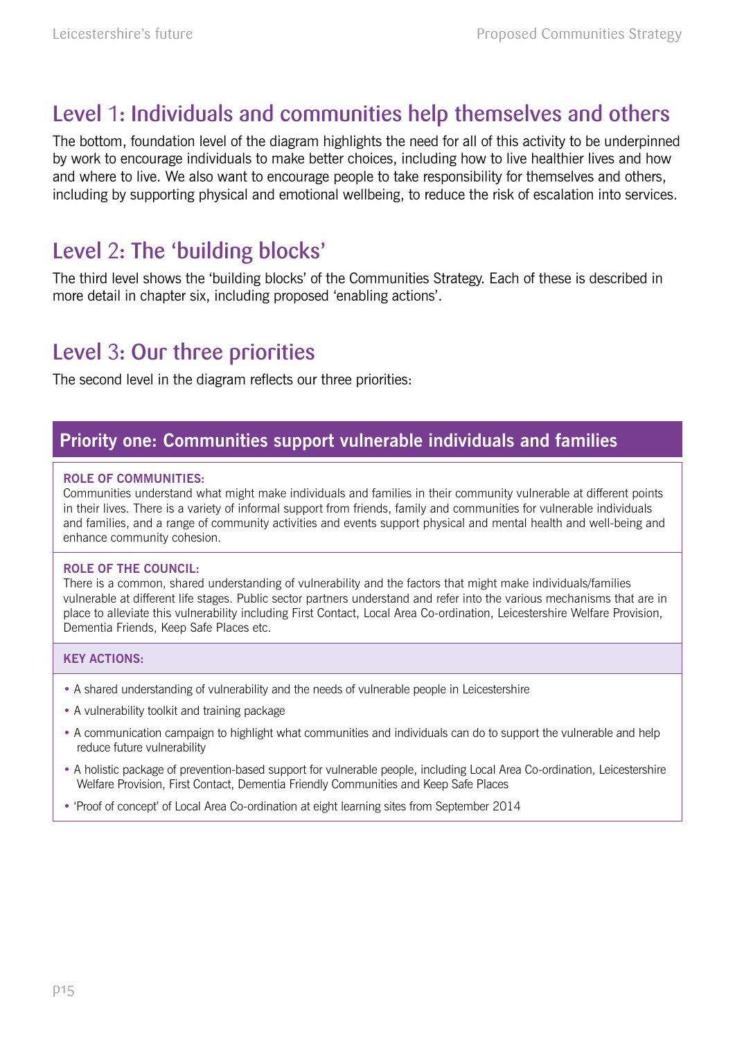## Level 1: Individuals and communities help themselves and others

The bottom, foundation level of the diagram highlights the need for all of this activity to be underpinned by work to encourage individuals to make better choices, including how to live healthier lives and how and where to live. We also want to encourage people to take responsibility for themselves and others, including by supporting physical and emotional wellbeing, to reduce the risk of escalation into services.

## Level 2: The 'building blocks'

The third level shows the 'building blocks' of the Communities Strategy. Each of these is described in more detail in chapter six, including proposed 'enabling actions'.

## Level 3: Our three priorities

The second level in the diagram reflects our three priorities:

### Priority one: Communities support vulnerable individuals and families

**ROLE OF COMMUNITIES:**

Communities understand what might make individuals and families in their community vulnerable at different points in their lives. There is a variety of informal support from friends, family and communities for vulnerable individuals and families, and a range of community activities and events support physical and mental health and well-being and enhance community cohesion.

**ROLE OF THE COUNCIL:**

There is a common, shared understanding of vulnerability and the factors that might make individuals/families vulnerable at different life stages. Public sector partners understand and refer into the various mechanisms that are in place to alleviate this vulnerability including First Contact, Local Area Co-ordination, Leicestershire Welfare Provision, Dementia Friends, Keep Safe Places etc.

**KEY ACTIONS:**

- A shared understanding of vulnerability and the needs of vulnerable people in Leicestershire
- A vulnerability toolkit and training package
- A communication campaign to highlight what communities and individuals can do to support the vulnerable and help reduce future vulnerability
- A holistic package of prevention-based support for vulnerable people, including Local Area Co-ordination, Leicestershire Welfare Provision, First Contact, Dementia Friendly Communities and Keep Safe Places
- 'Proof of concept' of Local Area Co-ordination at eight learning sites from September 2014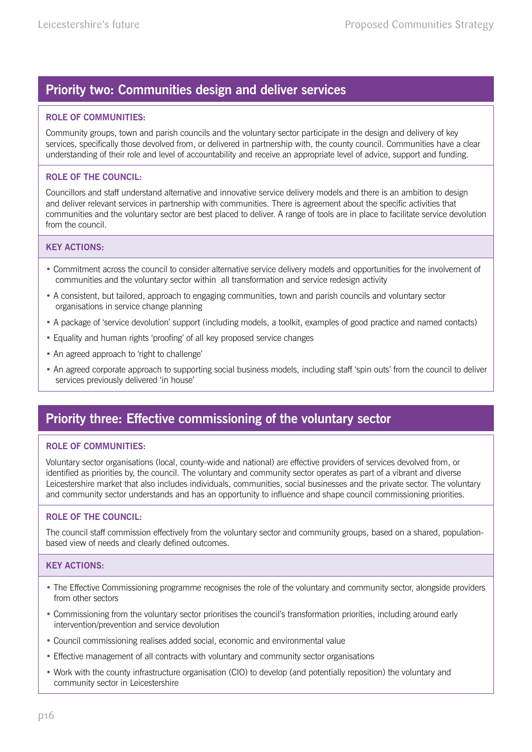## Priority two: Communities design and deliver services

**ROLE OF COMMUNITIES:**

Community groups, town and parish councils and the voluntary sector participate in the design and delivery of key services, specifically those devolved from, or delivered in partnership with, the county council. Communities have a clear understanding of their role and level of accountability and receive an appropriate level of advice, support and funding.

**ROLE OF THE COUNCIL:**

Councillors and staff understand alternative and innovative service delivery models and there is an ambition to design and deliver relevant services in partnership with communities. There is agreement about the specific activities that communities and the voluntary sector are best placed to deliver. A range of tools are in place to facilitate service devolution from the council.

**KEY ACTIONS:**

- Commitment across the council to consider alternative service delivery models and opportunities for the involvement of communities and the voluntary sector within all transformation and service redesign activity
- A consistent, but tailored, approach to engaging communities, town and parish councils and voluntary sector organisations in service change planning
- A package of 'service devolution' support (including models, a toolkit, examples of good practice and named contacts)
- Equality and human rights 'proofing' of all key proposed service changes
- An agreed approach to 'right to challenge'
- An agreed corporate approach to supporting social business models, including staff 'spin outs' from the council to deliver services previously delivered 'in house'

## Priority three: Effective commissioning of the voluntary sector

**ROLE OF COMMUNITIES:**

Voluntary sector organisations (local, county-wide and national) are effective providers of services devolved from, or identified as priorities by, the council. The voluntary and community sector operates as part of a vibrant and diverse Leicestershire market that also includes individuals, communities, social businesses and the private sector. The voluntary and community sector understands and has an opportunity to influence and shape council commissioning priorities.

**ROLE OF THE COUNCIL:**

The council staff commission effectively from the voluntary sector and community groups, based on a shared, population-based view of needs and clearly defined outcomes.

**KEY ACTIONS:**

- The Effective Commissioning programme recognises the role of the voluntary and community sector, alongside providers from other sectors
- Commissioning from the voluntary sector prioritises the council's transformation priorities, including around early intervention/prevention and service devolution
- Council commissioning realises added social, economic and environmental value
- Effective management of all contracts with voluntary and community sector organisations
- Work with the county infrastructure organisation (CIO) to develop (and potentially reposition) the voluntary and community sector in Leicestershire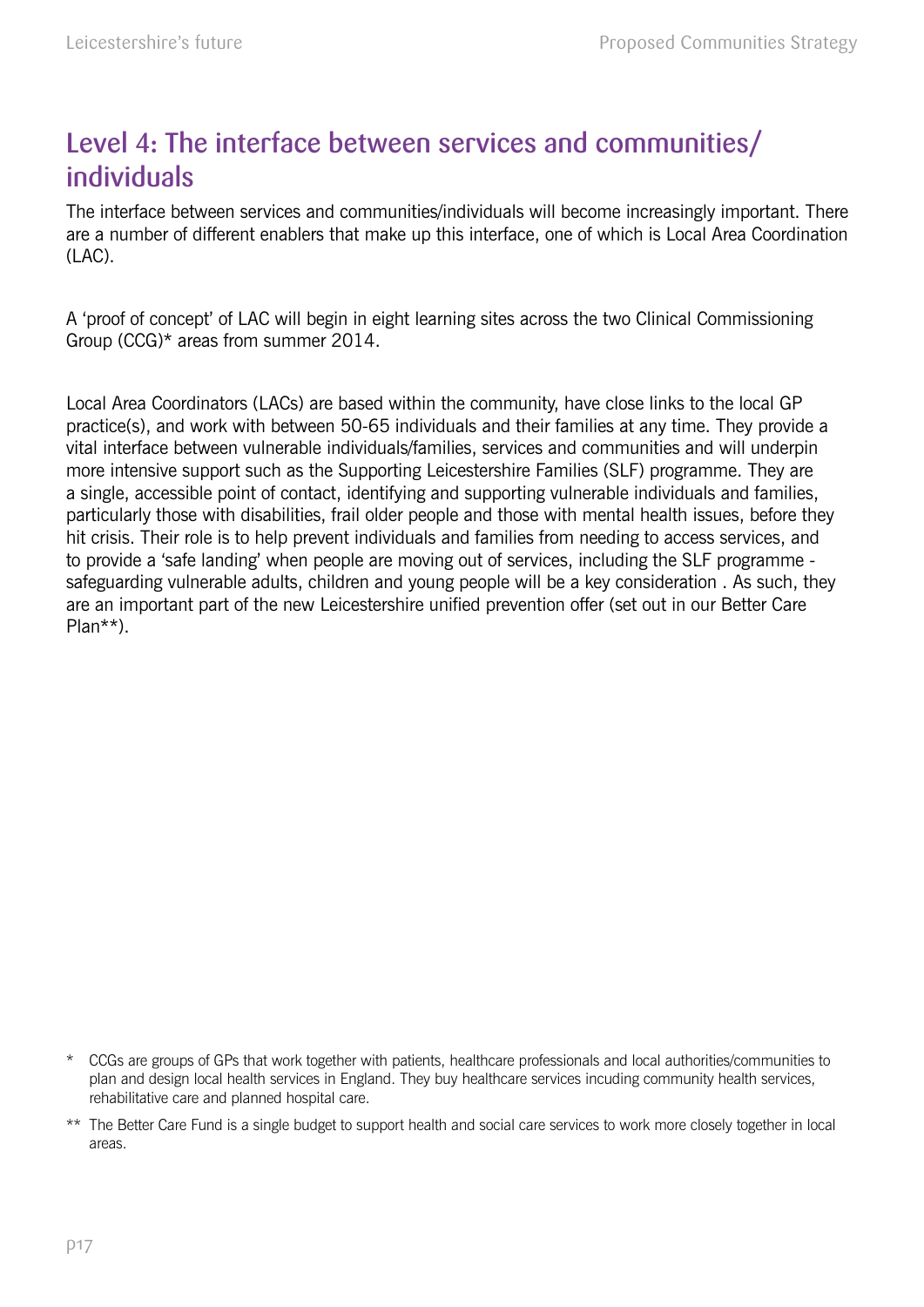## Level 4: The interface between services and communities/individuals

The interface between services and communities/individuals will become increasingly important. There are a number of different enablers that make up this interface, one of which is Local Area Coordination (LAC).

A 'proof of concept' of LAC will begin in eight learning sites across the two Clinical Commissioning Group (CCG)* areas from summer 2014.

Local Area Coordinators (LACs) are based within the community, have close links to the local GP practice(s), and work with between 50-65 individuals and their families at any time. They provide a vital interface between vulnerable individuals/families, services and communities and will underpin more intensive support such as the Supporting Leicestershire Families (SLF) programme. They are a single, accessible point of contact, identifying and supporting vulnerable individuals and families, particularly those with disabilities, frail older people and those with mental health issues, before they hit crisis. Their role is to help prevent individuals and families from needing to access services, and to provide a 'safe landing' when people are moving out of services, including the SLF programme - safeguarding vulnerable adults, children and young people will be a key consideration . As such, they are an important part of the new Leicestershire unified prevention offer (set out in our Better Care Plan**).

\* CCGs are groups of GPs that work together with patients, healthcare professionals and local authorities/communities to plan and design local health services in England. They buy healthcare services incuding community health services, rehabilitative care and planned hospital care.

\*\* The Better Care Fund is a single budget to support health and social care services to work more closely together in local areas.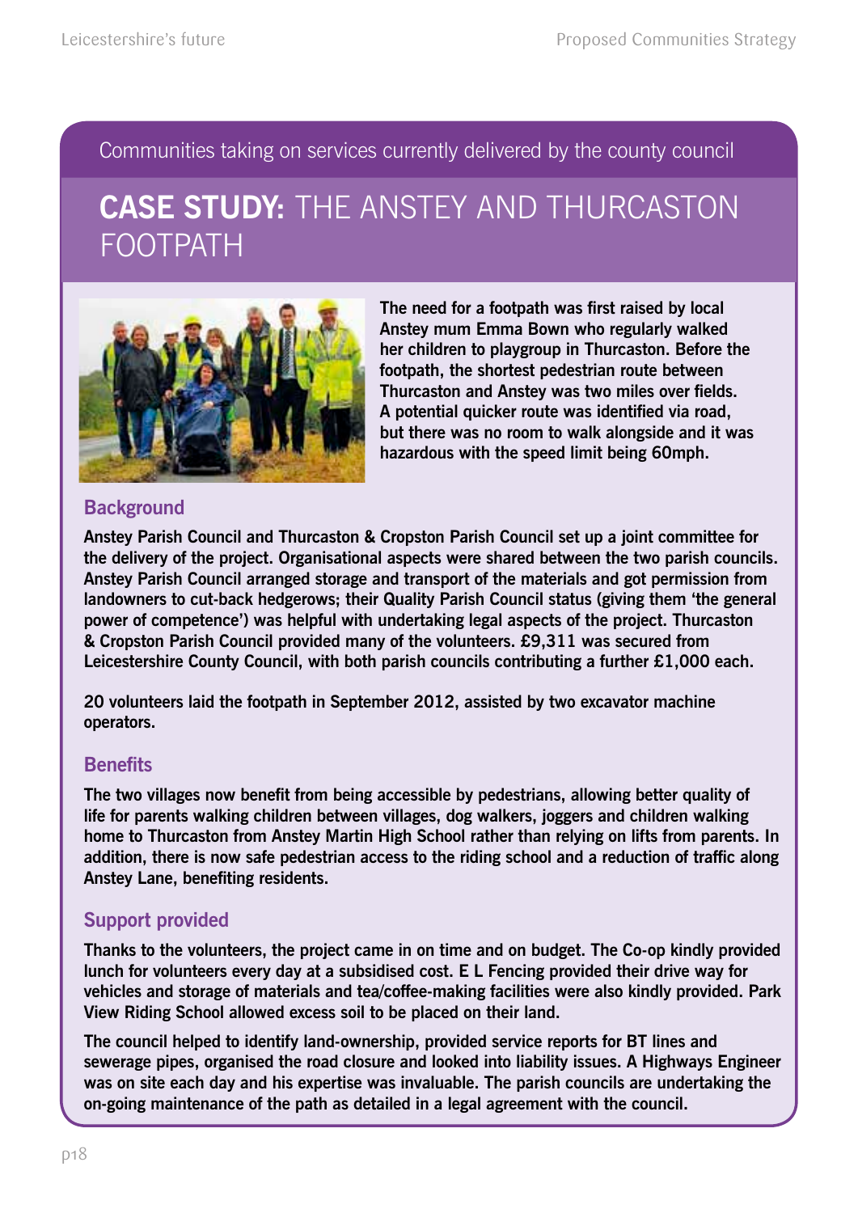Communities taking on services currently delivered by the county council

# **CASE STUDY:** THE ANSTEY AND THURCASTON FOOTPATH

**The need for a footpath was first raised by local Anstey mum Emma Bown who regularly walked her children to playgroup in Thurcaston. Before the footpath, the shortest pedestrian route between Thurcaston and Anstey was two miles over fields. A potential quicker route was identified via road, but there was no room to walk alongside and it was hazardous with the speed limit being 60mph.**

## Background

**Anstey Parish Council and Thurcaston & Cropston Parish Council set up a joint committee for the delivery of the project. Organisational aspects were shared between the two parish councils. Anstey Parish Council arranged storage and transport of the materials and got permission from landowners to cut-back hedgerows; their Quality Parish Council status (giving them 'the general power of competence') was helpful with undertaking legal aspects of the project. Thurcaston & Cropston Parish Council provided many of the volunteers. £9,311 was secured from Leicestershire County Council, with both parish councils contributing a further £1,000 each.**

**20 volunteers laid the footpath in September 2012, assisted by two excavator machine operators.**

## Benefits

**The two villages now benefit from being accessible by pedestrians, allowing better quality of life for parents walking children between villages, dog walkers, joggers and children walking home to Thurcaston from Anstey Martin High School rather than relying on lifts from parents. In addition, there is now safe pedestrian access to the riding school and a reduction of traffic along Anstey Lane, benefiting residents.**

## Support provided

**Thanks to the volunteers, the project came in on time and on budget. The Co-op kindly provided lunch for volunteers every day at a subsidised cost. E L Fencing provided their drive way for vehicles and storage of materials and tea/coffee-making facilities were also kindly provided. Park View Riding School allowed excess soil to be placed on their land.**

**The council helped to identify land-ownership, provided service reports for BT lines and sewerage pipes, organised the road closure and looked into liability issues. A Highways Engineer was on site each day and his expertise was invaluable. The parish councils are undertaking the on-going maintenance of the path as detailed in a legal agreement with the council.**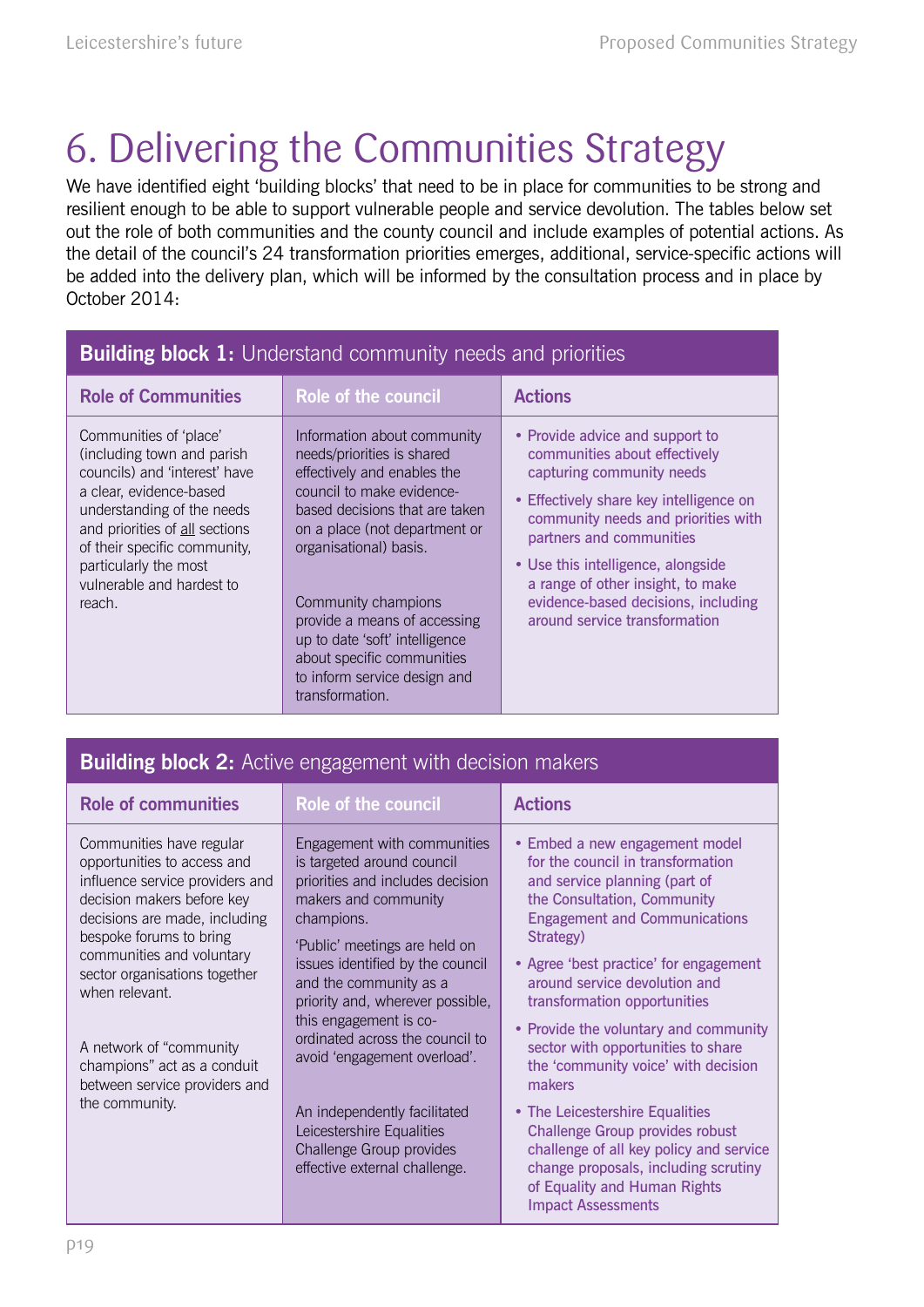# 6. Delivering the Communities Strategy

We have identified eight 'building blocks' that need to be in place for communities to be strong and resilient enough to be able to support vulnerable people and service devolution. The tables below set out the role of both communities and the county council and include examples of potential actions. As the detail of the council's 24 transformation priorities emerges, additional, service-specific actions will be added into the delivery plan, which will be informed by the consultation process and in place by October 2014:

| **Building block 1:** Understand community needs and priorities | | |
|---|---|---|
| **Role of Communities** | **Role of the council** | **Actions** |
| Communities of 'place' (including town and parish councils) and 'interest' have a clear, evidence-based understanding of the needs and priorities of <u>all</u> sections of their specific community, particularly the most vulnerable and hardest to reach. | Information about community needs/priorities is shared effectively and enables the council to make evidence-based decisions that are taken on a place (not department or organisational) basis.<br><br>Community champions provide a means of accessing up to date 'soft' intelligence about specific communities to inform service design and transformation. | • Provide advice and support to communities about effectively capturing community needs<br>• Effectively share key intelligence on community needs and priorities with partners and communities<br>• Use this intelligence, alongside a range of other insight, to make evidence-based decisions, including around service transformation |

| **Building block 2:** Active engagement with decision makers | | |
|---|---|---|
| **Role of communities** | **Role of the council** | **Actions** |
| Communities have regular opportunities to access and influence service providers and decision makers before key decisions are made, including bespoke forums to bring communities and voluntary sector organisations together when relevant.<br><br>A network of "community champions" act as a conduit between service providers and the community. | Engagement with communities is targeted around council priorities and includes decision makers and community champions.<br><br>'Public' meetings are held on issues identified by the council and the community as a priority and, wherever possible, this engagement is co-ordinated across the council to avoid 'engagement overload'.<br><br>An independently facilitated Leicestershire Equalities Challenge Group provides effective external challenge. | • Embed a new engagement model for the council in transformation and service planning (part of the Consultation, Community Engagement and Communications Strategy)<br>• Agree 'best practice' for engagement around service devolution and transformation opportunities<br>• Provide the voluntary and community sector with opportunities to share the 'community voice' with decision makers<br>• The Leicestershire Equalities Challenge Group provides robust challenge of all key policy and service change proposals, including scrutiny of Equality and Human Rights Impact Assessments |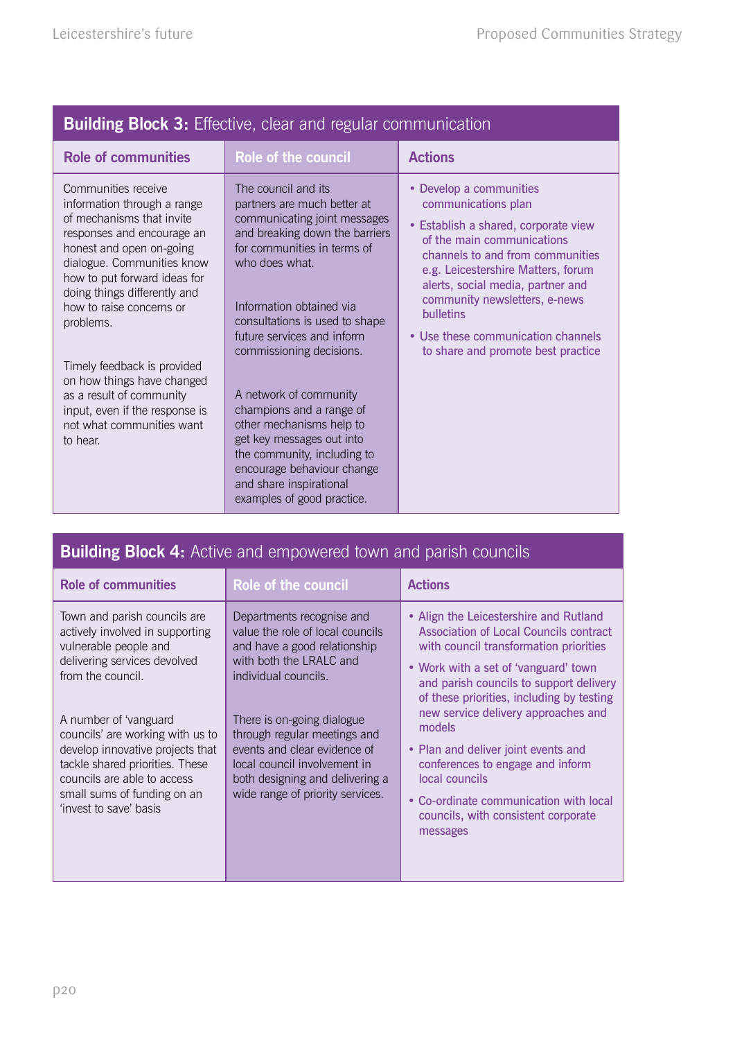## Building Block 3: Effective, clear and regular communication

| Role of communities | Role of the council | Actions |
|---|---|---|
| Communities receive information through a range of mechanisms that invite responses and encourage an honest and open on-going dialogue. Communities know how to put forward ideas for doing things differently and how to raise concerns or problems.<br><br>Timely feedback is provided on how things have changed as a result of community input, even if the response is not what communities want to hear. | The council and its partners are much better at communicating joint messages and breaking down the barriers for communities in terms of who does what.<br><br>Information obtained via consultations is used to shape future services and inform commissioning decisions.<br><br>A network of community champions and a range of other mechanisms help to get key messages out into the community, including to encourage behaviour change and share inspirational examples of good practice. | • Develop a communities communications plan<br>• Establish a shared, corporate view of the main communications channels to and from communities e.g. Leicestershire Matters, forum alerts, social media, partner and community newsletters, e-news bulletins<br>• Use these communication channels to share and promote best practice |

## Building Block 4: Active and empowered town and parish councils

| Role of communities | Role of the council | Actions |
|---|---|---|
| Town and parish councils are actively involved in supporting vulnerable people and delivering services devolved from the council.<br><br>A number of 'vanguard councils' are working with us to develop innovative projects that tackle shared priorities. These councils are able to access small sums of funding on an 'invest to save' basis | Departments recognise and value the role of local councils and have a good relationship with both the LRALC and individual councils.<br><br>There is on-going dialogue through regular meetings and events and clear evidence of local council involvement in both designing and delivering a wide range of priority services. | • Align the Leicestershire and Rutland Association of Local Councils contract with council transformation priorities<br>• Work with a set of 'vanguard' town and parish councils to support delivery of these priorities, including by testing new service delivery approaches and models<br>• Plan and deliver joint events and conferences to engage and inform local councils<br>• Co-ordinate communication with local councils, with consistent corporate messages |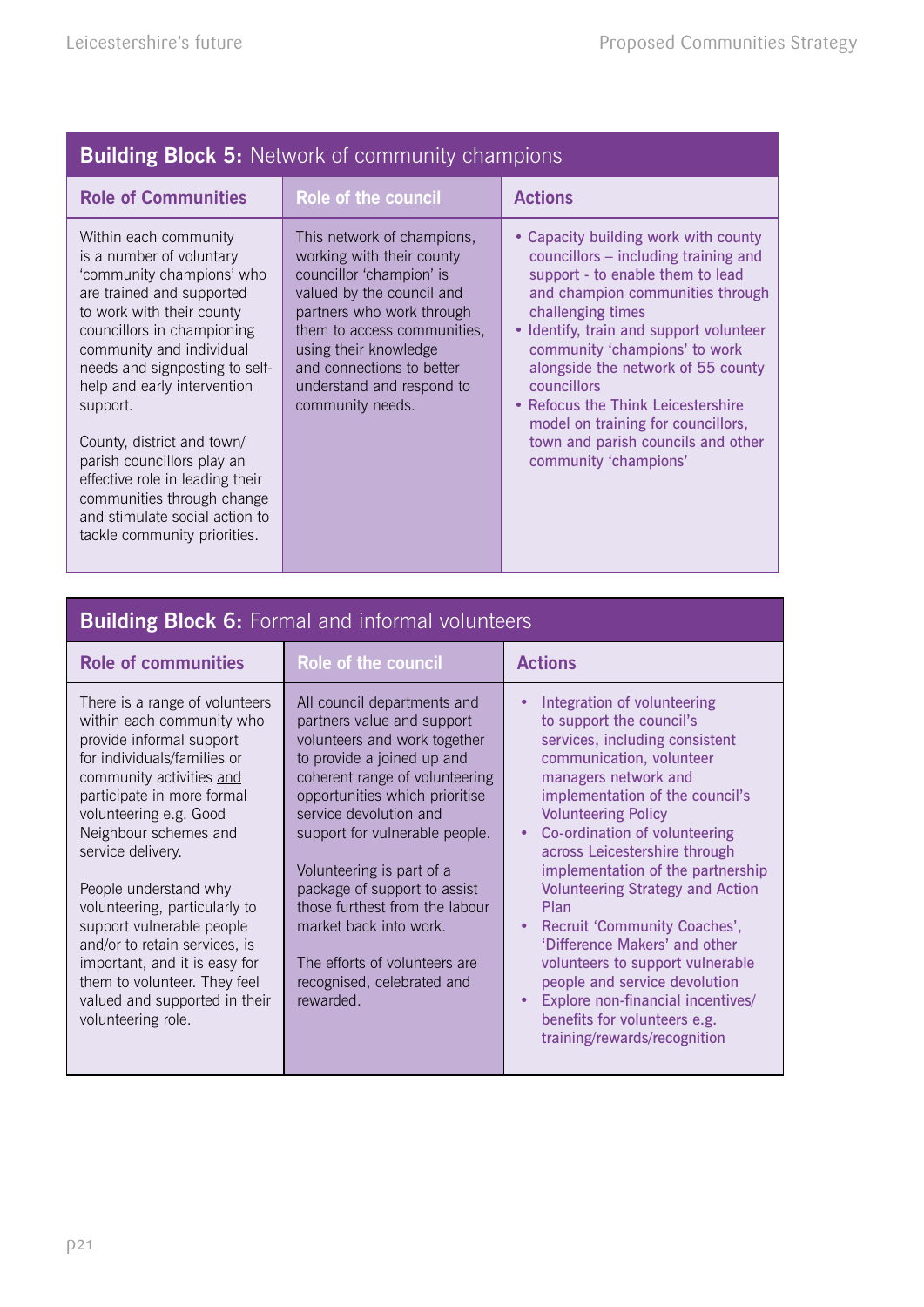## Building Block 5: Network of community champions

| Role of Communities | Role of the council | Actions |
|---|---|---|
| Within each community is a number of voluntary 'community champions' who are trained and supported to work with their county councillors in championing community and individual needs and signposting to self-help and early intervention support.<br><br>County, district and town/parish councillors play an effective role in leading their communities through change and stimulate social action to tackle community priorities. | This network of champions, working with their county councillor 'champion' is valued by the council and partners who work through them to access communities, using their knowledge and connections to better understand and respond to community needs. | • Capacity building work with county councillors – including training and support - to enable them to lead and champion communities through challenging times<br>• Identify, train and support volunteer community 'champions' to work alongside the network of 55 county councillors<br>• Refocus the Think Leicestershire model on training for councillors, town and parish councils and other community 'champions' |

## Building Block 6: Formal and informal volunteers

| Role of communities | Role of the council | Actions |
|---|---|---|
| There is a range of volunteers within each community who provide informal support for individuals/families or community activities and participate in more formal volunteering e.g. Good Neighbour schemes and service delivery.<br><br>People understand why volunteering, particularly to support vulnerable people and/or to retain services, is important, and it is easy for them to volunteer. They feel valued and supported in their volunteering role. | All council departments and partners value and support volunteers and work together to provide a joined up and coherent range of volunteering opportunities which prioritise service devolution and support for vulnerable people.<br><br>Volunteering is part of a package of support to assist those furthest from the labour market back into work.<br><br>The efforts of volunteers are recognised, celebrated and rewarded. | • Integration of volunteering to support the council's services, including consistent communication, volunteer managers network and implementation of the council's Volunteering Policy<br>• Co-ordination of volunteering across Leicestershire through implementation of the partnership Volunteering Strategy and Action Plan<br>• Recruit 'Community Coaches', 'Difference Makers' and other volunteers to support vulnerable people and service devolution<br>• Explore non-financial incentives/benefits for volunteers e.g. training/rewards/recognition |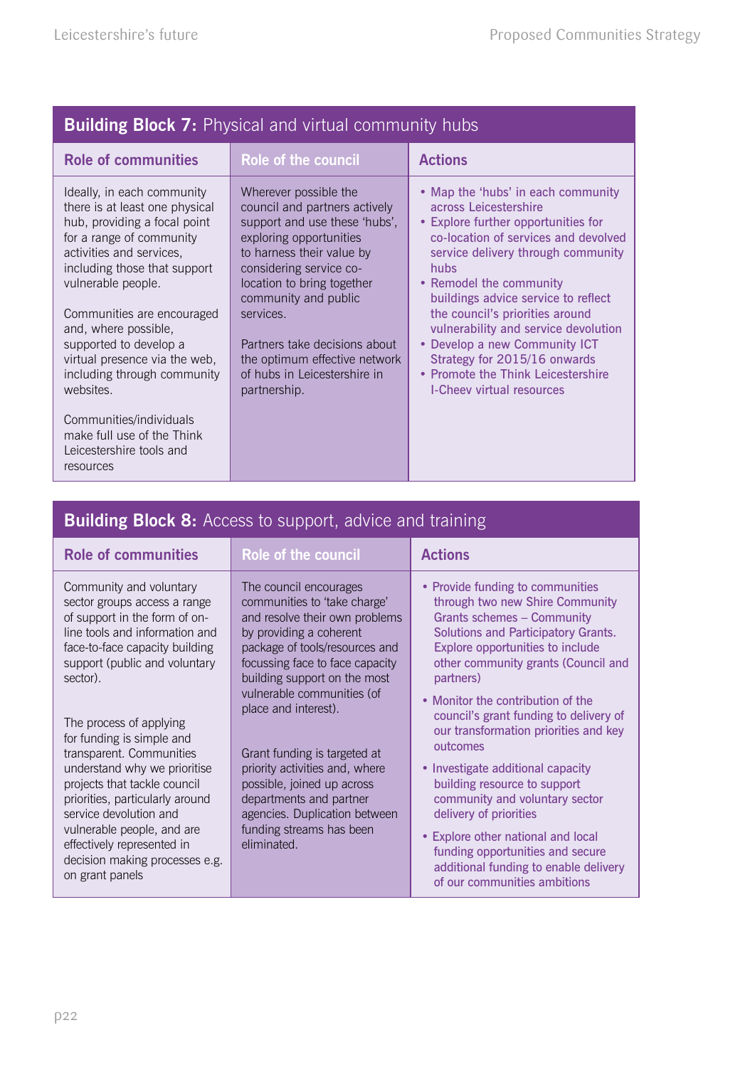## Building Block 7: Physical and virtual community hubs

| Role of communities | Role of the council | Actions |
|---|---|---|
| Ideally, in each community there is at least one physical hub, providing a focal point for a range of community activities and services, including those that support vulnerable people.<br><br>Communities are encouraged and, where possible, supported to develop a virtual presence via the web, including through community websites.<br><br>Communities/individuals make full use of the Think Leicestershire tools and resources | Wherever possible the council and partners actively support and use these 'hubs', exploring opportunities to harness their value by considering service co-location to bring together community and public services.<br><br>Partners take decisions about the optimum effective network of hubs in Leicestershire in partnership. | • Map the 'hubs' in each community across Leicestershire<br>• Explore further opportunities for co-location of services and devolved service delivery through community hubs<br>• Remodel the community buildings advice service to reflect the council's priorities around vulnerability and service devolution<br>• Develop a new Community ICT Strategy for 2015/16 onwards<br>• Promote the Think Leicestershire I-Cheev virtual resources |

## Building Block 8: Access to support, advice and training

| Role of communities | Role of the council | Actions |
|---|---|---|
| Community and voluntary sector groups access a range of support in the form of on-line tools and information and face-to-face capacity building support (public and voluntary sector).<br><br>The process of applying for funding is simple and transparent. Communities understand why we prioritise projects that tackle council priorities, particularly around service devolution and vulnerable people, and are effectively represented in decision making processes e.g. on grant panels | The council encourages communities to 'take charge' and resolve their own problems by providing a coherent package of tools/resources and focussing face to face capacity building support on the most vulnerable communities (of place and interest).<br><br>Grant funding is targeted at priority activities and, where possible, joined up across departments and partner agencies. Duplication between funding streams has been eliminated. | • Provide funding to communities through two new Shire Community Grants schemes – Community Solutions and Participatory Grants. Explore opportunities to include other community grants (Council and partners)<br>• Monitor the contribution of the council's grant funding to delivery of our transformation priorities and key outcomes<br>• Investigate additional capacity building resource to support community and voluntary sector delivery of priorities<br>• Explore other national and local funding opportunities and secure additional funding to enable delivery of our communities ambitions |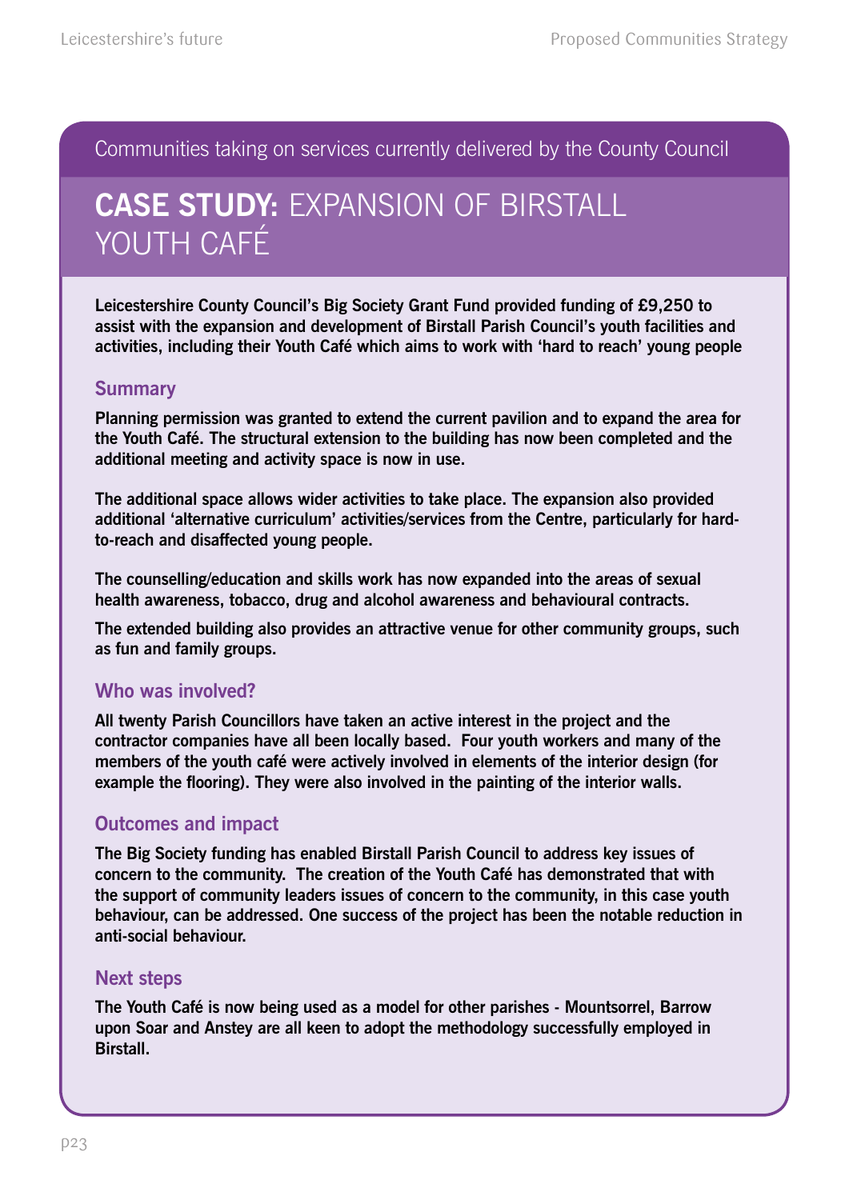Communities taking on services currently delivered by the County Council

# CASE STUDY: EXPANSION OF BIRSTALL YOUTH CAFÉ

**Leicestershire County Council's Big Society Grant Fund provided funding of £9,250 to assist with the expansion and development of Birstall Parish Council's youth facilities and activities, including their Youth Café which aims to work with 'hard to reach' young people**

## Summary

Planning permission was granted to extend the current pavilion and to expand the area for the Youth Café. The structural extension to the building has now been completed and the additional meeting and activity space is now in use.

The additional space allows wider activities to take place. The expansion also provided additional 'alternative curriculum' activities/services from the Centre, particularly for hard-to-reach and disaffected young people.

The counselling/education and skills work has now expanded into the areas of sexual health awareness, tobacco, drug and alcohol awareness and behavioural contracts.

The extended building also provides an attractive venue for other community groups, such as fun and family groups.

## Who was involved?

All twenty Parish Councillors have taken an active interest in the project and the contractor companies have all been locally based. Four youth workers and many of the members of the youth café were actively involved in elements of the interior design (for example the flooring). They were also involved in the painting of the interior walls.

## Outcomes and impact

The Big Society funding has enabled Birstall Parish Council to address key issues of concern to the community. The creation of the Youth Café has demonstrated that with the support of community leaders issues of concern to the community, in this case youth behaviour, can be addressed. One success of the project has been the notable reduction in anti-social behaviour.

## Next steps

The Youth Café is now being used as a model for other parishes - Mountsorrel, Barrow upon Soar and Anstey are all keen to adopt the methodology successfully employed in Birstall.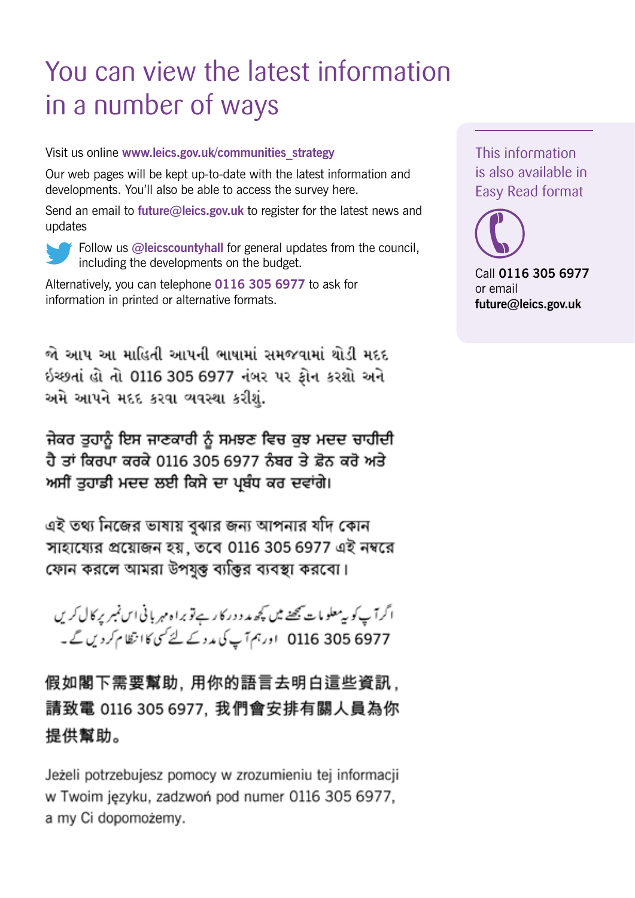# You can view the latest information in a number of ways

Visit us online **www.leics.gov.uk/communities_strategy**

Our web pages will be kept up-to-date with the latest information and developments. You'll also be able to access the survey here.

Send an email to **future@leics.gov.uk** to register for the latest news and updates

Follow us **@leicscountyhall** for general updates from the council, including the developments on the budget.

Alternatively, you can telephone **0116 305 6977** to ask for information in printed or alternative formats.

જો આપ આ માહિતી આપની ભાષામાં સમજવામાં થોડી મદદ ઇચ્છતાં હો તો 0116 305 6977 નંબર પર ફોન કરશો અને અમે આપને મદદ કરવા વ્યવસ્થા કરીશું.

ਜੇਕਰ ਤੁਹਾਨੂੰ ਇਸ ਜਾਣਕਾਰੀ ਨੂੰ ਸਮਝਣ ਵਿਚ ਕੁਝ ਮਦਦ ਚਾਹੀਦੀ ਹੈ ਤਾਂ ਕਿਰਪਾ ਕਰਕੇ 0116 305 6977 ਨੰਬਰ ਤੇ ਫ਼ੋਨ ਕਰੋ ਅਤੇ ਅਸੀਂ ਤੁਹਾਡੀ ਮਦਦ ਲਈ ਕਿਸੇ ਦਾ ਪ੍ਰਬੰਧ ਕਰ ਦਵਾਂਗੇ।

এই তথ্য নিজের ভাষায় বুঝার জন্য আপনার যদি কোন সাহায্যের প্রয়োজন হয়, তবে 0116 305 6977 এই নম্বরে ফোন করলে আমরা উপযুক্ত ব্যক্তির ব্যবস্থা করবো।

اگر آپ کو یہ معلومات سمجھنے میں کچھ مدد درکار ہے تو براہ مہربانی اس نمبر پر کال کریں 0116 305 6977 اور ہم آپ کی مدد کے لئے کسی کا انتظام کر دیں گے۔

假如閣下需要幫助，用你的語言去明白這些資訊，請致電 0116 305 6977，我們會安排有關人員為你提供幫助。

Jeżeli potrzebujesz pomocy w zrozumieniu tej informacji w Twoim języku, zadzwoń pod numer 0116 305 6977, a my Ci dopomożemy.

This information is also available in Easy Read format

Call **0116 305 6977** or email **future@leics.gov.uk**